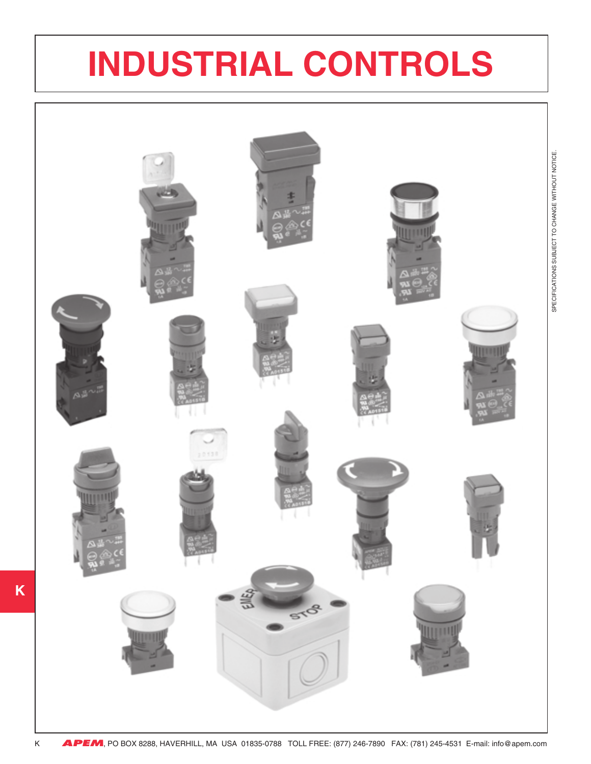# INDUSTRIAL CONTROLS

SPECIFICATIONS SUBJECT TO CHANGE WITHOUT NOTICE.

K

APEM, PO BOX 8288, HAVERHILL, MA USA 01835-0788 TOLL FREE: (877) 246-7890 FAX: (781) 245-4531 E-mail: info@apem.com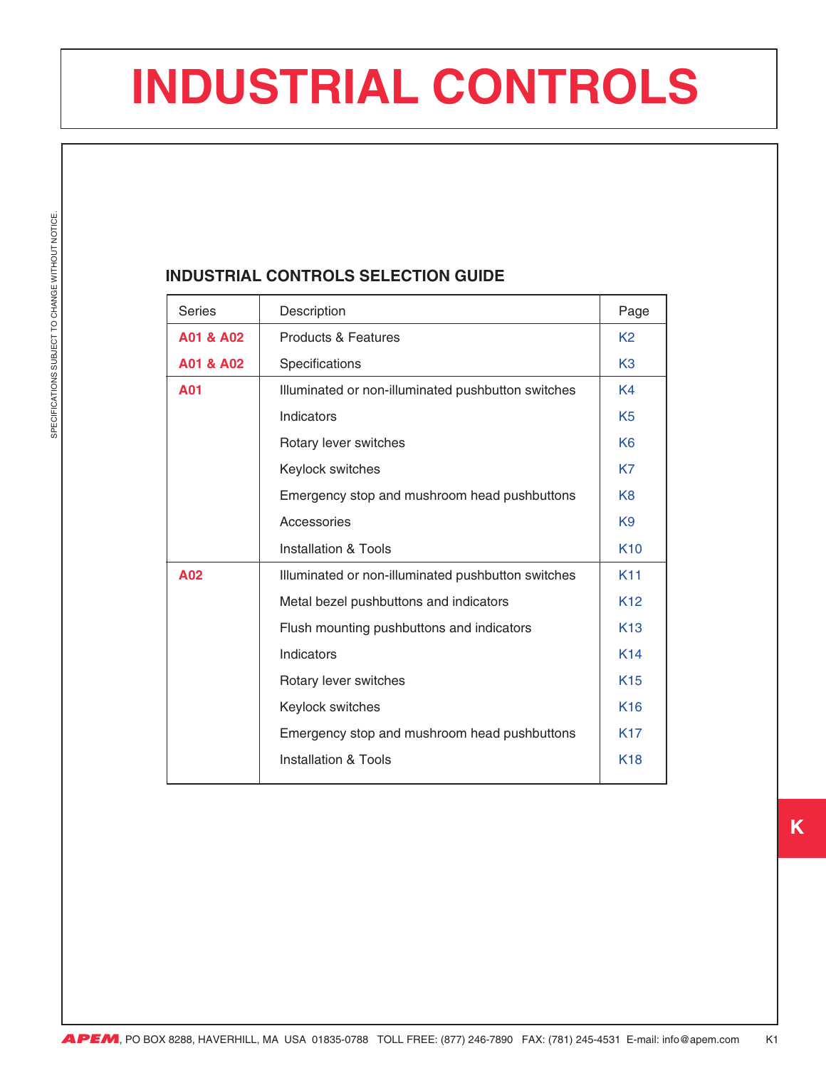# INDUSTRIAL CONTROLS

## INDUSTRIAL CONTROLS SELECTION GUIDE

| Series | Description | Page |
|---|---|---|
| A01 & A02 | Products & Features | K2 |
| A01 & A02 | Specifications | K3 |
| A01 | Illuminated or non-illuminated pushbutton switches | K4 |
| | Indicators | K5 |
| | Rotary lever switches | K6 |
| | Keylock switches | K7 |
| | Emergency stop and mushroom head pushbuttons | K8 |
| | Accessories | K9 |
| | Installation & Tools | K10 |
| A02 | Illuminated or non-illuminated pushbutton switches | K11 |
| | Metal bezel pushbuttons and indicators | K12 |
| | Flush mounting pushbuttons and indicators | K13 |
| | Indicators | K14 |
| | Rotary lever switches | K15 |
| | Keylock switches | K16 |
| | Emergency stop and mushroom head pushbuttons | K17 |
| | Installation & Tools | K18 |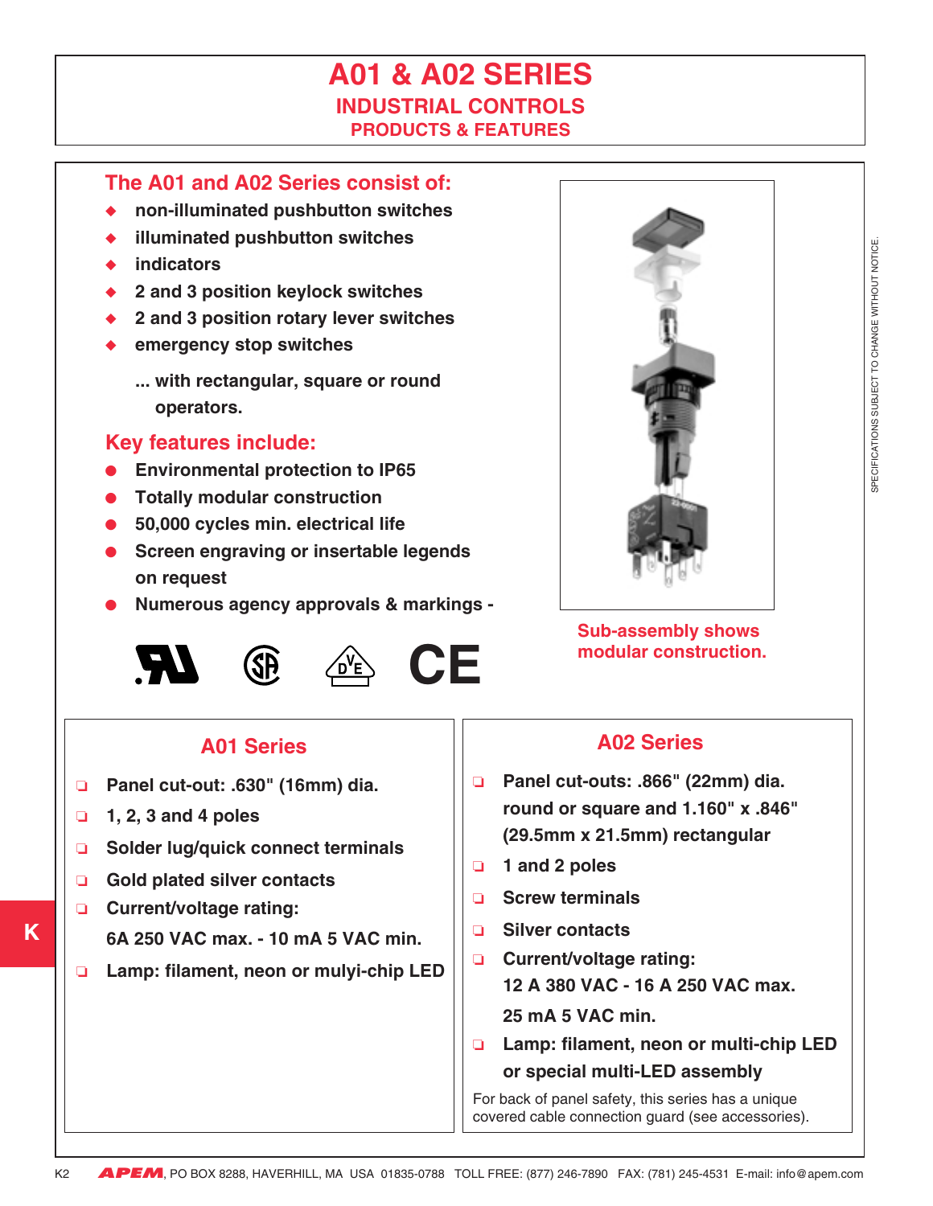# A01 & A02 SERIES

## INDUSTRIAL CONTROLS

### PRODUCTS & FEATURES

### The A01 and A02 Series consist of:

- **non-illuminated pushbutton switches**
- **illuminated pushbutton switches**
- **indicators**
- **2 and 3 position keylock switches**
- **2 and 3 position rotary lever switches**
- **emergency stop switches**

**... with rectangular, square or round operators.**

### Key features include:

- **Environmental protection to IP65**
- **Totally modular construction**
- **50,000 cycles min. electrical life**
- **Screen engraving or insertable legends on request**
- **Numerous agency approvals & markings -**

**Sub-assembly shows modular construction.**

### A01 Series

- **Panel cut-out: .630" (16mm) dia.**
- **1, 2, 3 and 4 poles**
- **Solder lug/quick connect terminals**
- **Gold plated silver contacts**
- **Current/voltage rating: 6A 250 VAC max. - 10 mA 5 VAC min.**
- **Lamp: filament, neon or mulyi-chip LED**

### A02 Series

- **Panel cut-outs: .866" (22mm) dia. round or square and 1.160" x .846" (29.5mm x 21.5mm) rectangular**
- **1 and 2 poles**
- **Screw terminals**
- **Silver contacts**
- **Current/voltage rating: 12 A 380 VAC - 16 A 250 VAC max. 25 mA 5 VAC min.**
- **Lamp: filament, neon or multi-chip LED or special multi-LED assembly**

For back of panel safety, this series has a unique covered cable connection guard (see accessories).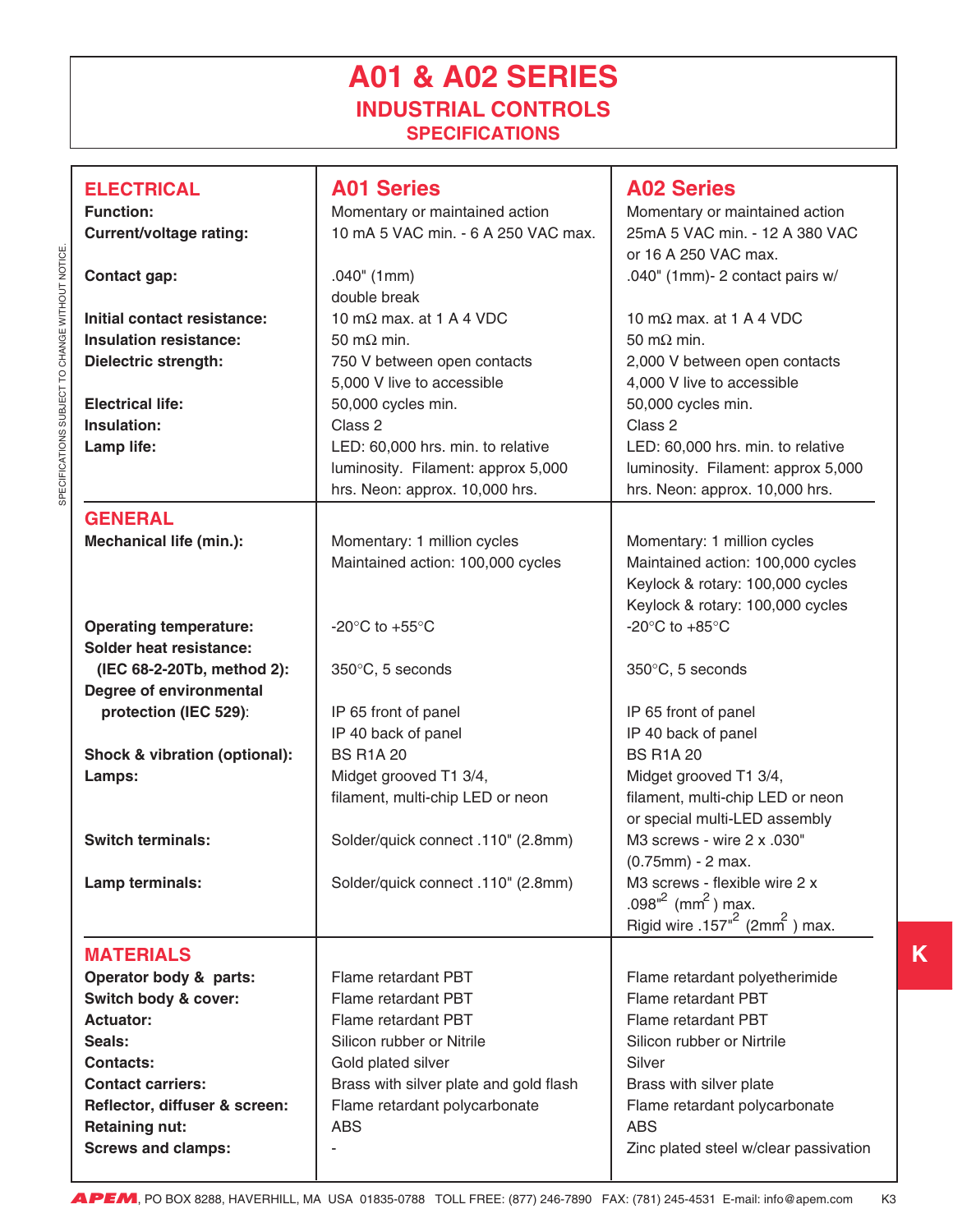# A01 & A02 SERIES

## INDUSTRIAL CONTROLS

### SPECIFICATIONS

| ELECTRICAL | A01 Series | A02 Series |
|---|---|---|
| **Function:** | Momentary or maintained action | Momentary or maintained action |
| **Current/voltage rating:** | 10 mA 5 VAC min. - 6 A 250 VAC max. | 25mA 5 VAC min. - 12 A 380 VAC or 16 A 250 VAC max. |
| **Contact gap:** | .040" (1mm) double break | .040" (1mm)- 2 contact pairs w/ |
| **Initial contact resistance:** | 10 mΩ max. at 1 A 4 VDC | 10 mΩ max. at 1 A 4 VDC |
| **Insulation resistance:** | 50 mΩ min. | 50 mΩ min. |
| **Dielectric strength:** | 750 V between open contacts<br>5,000 V live to accessible | 2,000 V between open contacts<br>4,000 V live to accessible |
| **Electrical life:** | 50,000 cycles min. | 50,000 cycles min. |
| **Insulation:** | Class 2 | Class 2 |
| **Lamp life:** | LED: 60,000 hrs. min. to relative luminosity. Filament: approx 5,000 hrs. Neon: approx. 10,000 hrs. | LED: 60,000 hrs. min. to relative luminosity. Filament: approx 5,000 hrs. Neon: approx. 10,000 hrs. |
| **GENERAL** | | |
| **Mechanical life (min.):** | Momentary: 1 million cycles<br>Maintained action: 100,000 cycles | Momentary: 1 million cycles<br>Maintained action: 100,000 cycles<br>Keylock & rotary: 100,000 cycles<br>Keylock & rotary: 100,000 cycles |
| **Operating temperature:** | -20°C to +55°C | -20°C to +85°C |
| **Solder heat resistance: (IEC 68-2-20Tb, method 2):** | 350°C, 5 seconds | 350°C, 5 seconds |
| **Degree of environmental protection (IEC 529):** | IP 65 front of panel<br>IP 40 back of panel | IP 65 front of panel<br>IP 40 back of panel |
| **Shock & vibration (optional):** | BS R1A 20 | BS R1A 20 |
| **Lamps:** | Midget grooved T1 3/4, filament, multi-chip LED or neon | Midget grooved T1 3/4, filament, multi-chip LED or neon or special multi-LED assembly |
| **Switch terminals:** | Solder/quick connect .110" (2.8mm) | M3 screws - wire 2 x .030" (0.75mm) - 2 max. |
| **Lamp terminals:** | Solder/quick connect .110" (2.8mm) | M3 screws - flexible wire 2 x .098"$^2$ (mm$^2$) max.<br>Rigid wire .157"$^2$ (2mm$^2$) max. |
| **MATERIALS** | | |
| **Operator body & parts:** | Flame retardant PBT | Flame retardant polyetherimide |
| **Switch body & cover:** | Flame retardant PBT | Flame retardant PBT |
| **Actuator:** | Flame retardant PBT | Flame retardant PBT |
| **Seals:** | Silicon rubber or Nitrile | Silicon rubber or Nirtrile |
| **Contacts:** | Gold plated silver | Silver |
| **Contact carriers:** | Brass with silver plate and gold flash | Brass with silver plate |
| **Reflector, diffuser & screen:** | Flame retardant polycarbonate | Flame retardant polycarbonate |
| **Retaining nut:** | ABS | ABS |
| **Screws and clamps:** | - | Zinc plated steel w/clear passivation |

SPECIFICATIONS SUBJECT TO CHANGE WITHOUT NOTICE.

K

APEM, PO BOX 8288, HAVERHILL, MA USA 01835-0788 TOLL FREE: (877) 246-7890 FAX: (781) 245-4531 E-mail: info@apem.com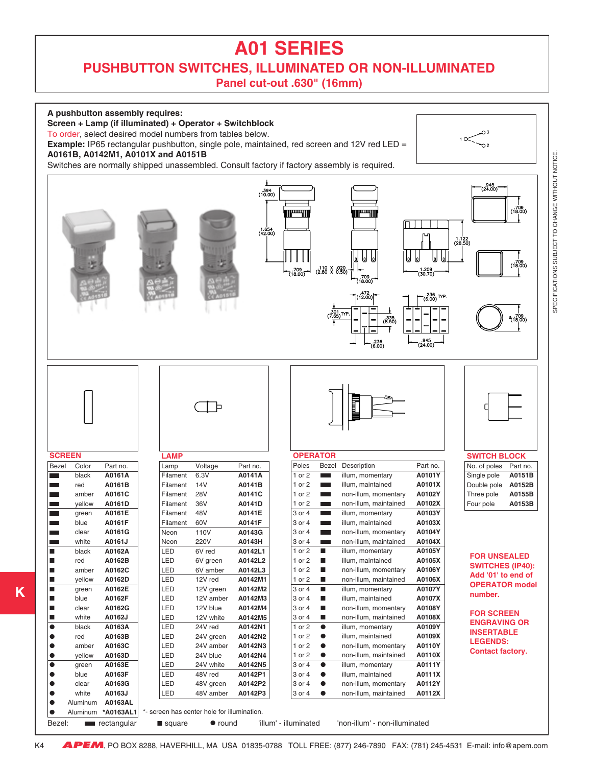# A01 SERIES

## PUSHBUTTON SWITCHES, ILLUMINATED OR NON-ILLUMINATED

### Panel cut-out .630" (16mm)

**A pushbutton assembly requires:**
**Screen + Lamp (if illuminated) + Operator + Switchblock**
To order, select desired model numbers from tables below.
**Example:** IP65 rectangular pushbutton, single pole, maintained, red screen and 12V red LED = **A0161B, A0142M1, A0101X and A0151B**
Switches are normally shipped unassembled. Consult factory if factory assembly is required.

### SCREEN

| Bezel | Color | Part no. |
|---|---|---|
| ▬ | black | A0161A |
| ▬ | red | A0161B |
| ▬ | amber | A0161C |
| ▬ | yellow | A0161D |
| ▬ | green | A0161E |
| ▬ | blue | A0161F |
| ▬ | clear | A0161G |
| ▬ | white | A0161J |
| ■ | black | A0162A |
| ■ | red | A0162B |
| ■ | amber | A0162C |
| ■ | yellow | A0162D |
| ■ | green | A0162E |
| ■ | blue | A0162F |
| ■ | clear | A0162G |
| ■ | white | A0162J |
| ● | black | A0163A |
| ● | red | A0163B |
| ● | amber | A0163C |
| ● | yellow | A0163D |
| ● | green | A0163E |
| ● | blue | A0163F |
| ● | clear | A0163G |
| ● | white | A0163J |
| ● | Aluminum | A0163AL |
| ● | Aluminum | *A0163AL1 |

*- screen has center hole for illumination.

### LAMP

| Lamp | Voltage | Part no. |
|---|---|---|
| Filament | 6.3V | A0141A |
| Filament | 14V | A0141B |
| Filament | 28V | A0141C |
| Filament | 36V | A0141D |
| Filament | 48V | A0141E |
| Filament | 60V | A0141F |
| Neon | 110V | A0143G |
| Neon | 220V | A0143H |
| LED | 6V red | A0142L1 |
| LED | 6V green | A0142L2 |
| LED | 6V amber | A0142L3 |
| LED | 12V red | A0142M1 |
| LED | 12V green | A0142M2 |
| LED | 12V amber | A0142M3 |
| LED | 12V blue | A0142M4 |
| LED | 12V white | A0142M5 |
| LED | 24V red | A0142N1 |
| LED | 24V green | A0142N2 |
| LED | 24V amber | A0142N3 |
| LED | 24V blue | A0142N4 |
| LED | 24V white | A0142N5 |
| LED | 48V red | A0142P1 |
| LED | 48V green | A0142P2 |
| LED | 48V amber | A0142P3 |

### OPERATOR

| Poles | Bezel | Description | Part no. |
|---|---|---|---|
| 1 or 2 | ▬ | illum, momentary | A0101Y |
| 1 or 2 | ▬ | illum, maintained | A0101X |
| 1 or 2 | ▬ | non-illum, momentary | A0102Y |
| 1 or 2 | ▬ | non-illum, maintained | A0102X |
| 3 or 4 | ▬ | illum, momentary | A0103Y |
| 3 or 4 | ▬ | illum, maintained | A0103X |
| 3 or 4 | ▬ | non-illum, momentary | A0104Y |
| 3 or 4 | ▬ | non-illum, maintained | A0104X |
| 1 or 2 | ■ | illum, momentary | A0105Y |
| 1 or 2 | ■ | illum, maintained | A0105X |
| 1 or 2 | ■ | non-illum, momentary | A0106Y |
| 1 or 2 | ■ | non-illum, maintained | A0106X |
| 3 or 4 | ■ | illum, momentary | A0107Y |
| 3 or 4 | ■ | illum, maintained | A0107X |
| 3 or 4 | ■ | non-illum, momentary | A0108Y |
| 3 or 4 | ■ | non-illum, maintained | A0108X |
| 1 or 2 | ● | illum, momentary | A0109Y |
| 1 or 2 | ● | illum, maintained | A0109X |
| 1 or 2 | ● | non-illum, momentary | A0110Y |
| 1 or 2 | ● | non-illum, maintained | A0110X |
| 3 or 4 | ● | illum, momentary | A0111Y |
| 3 or 4 | ● | illum, maintained | A0111X |
| 3 or 4 | ● | non-illum, momentary | A0112Y |
| 3 or 4 | ● | non-illum, maintained | A0112X |

### SWITCH BLOCK

| No. of poles | Part no. |
|---|---|
| Single pole | A0151B |
| Double pole | A0152B |
| Three pole | A0155B |
| Four pole | A0153B |

**FOR UNSEALED SWITCHES (IP40): Add '01' to end of OPERATOR model number.**

**FOR SCREEN ENGRAVING OR INSERTABLE LEGENDS: Contact factory.**

Bezel: ▬ rectangular ■ square ● round 'illum' - illuminated 'non-illum' - non-illuminated

SPECIFICATIONS SUBJECT TO CHANGE WITHOUT NOTICE.

APEM, PO BOX 8288, HAVERHILL, MA USA 01835-0788 TOLL FREE: (877) 246-7890 FAX: (781) 245-4531 E-mail: info@apem.com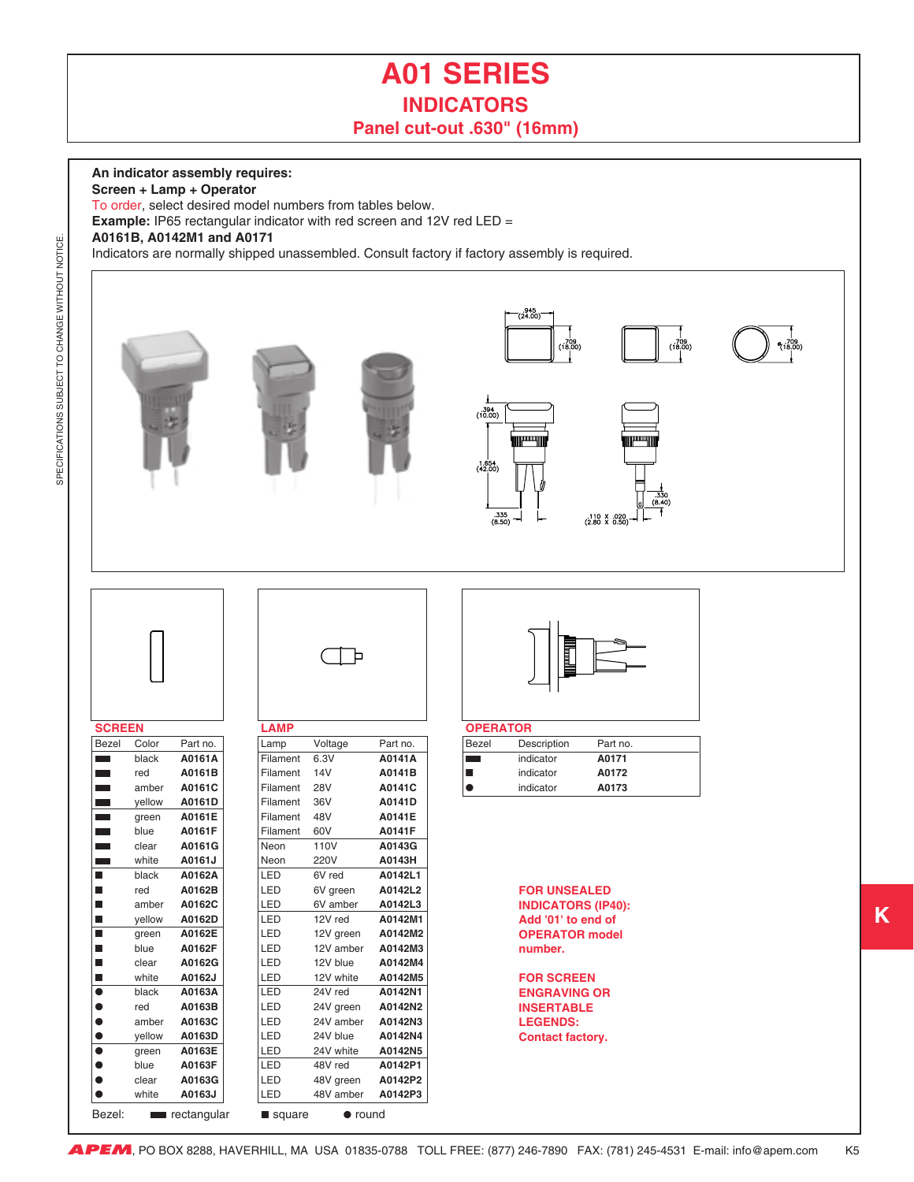# A01 SERIES

## INDICATORS

### Panel cut-out .630" (16mm)

**An indicator assembly requires:**
**Screen + Lamp + Operator**
To order, select desired model numbers from tables below.
**Example:** IP65 rectangular indicator with red screen and 12V red LED =
**A0161B, A0142M1 and A0171**
Indicators are normally shipped unassembled. Consult factory if factory assembly is required.

### SCREEN

| Bezel | Color | Part no. |
|---|---|---|
| ▬ | black | **A0161A** |
| ▬ | red | **A0161B** |
| ▬ | amber | **A0161C** |
| ▬ | yellow | **A0161D** |
| ▬ | green | **A0161E** |
| ▬ | blue | **A0161F** |
| ▬ | clear | **A0161G** |
| ▬ | white | **A0161J** |
| ■ | black | **A0162A** |
| ■ | red | **A0162B** |
| ■ | amber | **A0162C** |
| ■ | yellow | **A0162D** |
| ■ | green | **A0162E** |
| ■ | blue | **A0162F** |
| ■ | clear | **A0162G** |
| ■ | white | **A0162J** |
| ● | black | **A0163A** |
| ● | red | **A0163B** |
| ● | amber | **A0163C** |
| ● | yellow | **A0163D** |
| ● | green | **A0163E** |
| ● | blue | **A0163F** |
| ● | clear | **A0163G** |
| ● | white | **A0163J** |

### LAMP

| Lamp | Voltage | Part no. |
|---|---|---|
| Filament | 6.3V | **A0141A** |
| Filament | 14V | **A0141B** |
| Filament | 28V | **A0141C** |
| Filament | 36V | **A0141D** |
| Filament | 48V | **A0141E** |
| Filament | 60V | **A0141F** |
| Neon | 110V | **A0143G** |
| Neon | 220V | **A0143H** |
| LED | 6V red | **A0142L1** |
| LED | 6V green | **A0142L2** |
| LED | 6V amber | **A0142L3** |
| LED | 12V red | **A0142M1** |
| LED | 12V green | **A0142M2** |
| LED | 12V amber | **A0142M3** |
| LED | 12V blue | **A0142M4** |
| LED | 12V white | **A0142M5** |
| LED | 24V red | **A0142N1** |
| LED | 24V green | **A0142N2** |
| LED | 24V amber | **A0142N3** |
| LED | 24V blue | **A0142N4** |
| LED | 24V white | **A0142N5** |
| LED | 48V red | **A0142P1** |
| LED | 48V green | **A0142P2** |
| LED | 48V amber | **A0142P3** |

### OPERATOR

| Bezel | Description | Part no. |
|---|---|---|
| ▬ | indicator | **A0171** |
| ■ | indicator | **A0172** |
| ● | indicator | **A0173** |

**FOR UNSEALED INDICATORS (IP40): Add '01' to end of OPERATOR model number.**

**FOR SCREEN ENGRAVING OR INSERTABLE LEGENDS: Contact factory.**

Bezel: ▬ rectangular ■ square ● round

APEM, PO BOX 8288, HAVERHILL, MA USA 01835-0788 TOLL FREE: (877) 246-7890 FAX: (781) 245-4531 E-mail: info@apem.com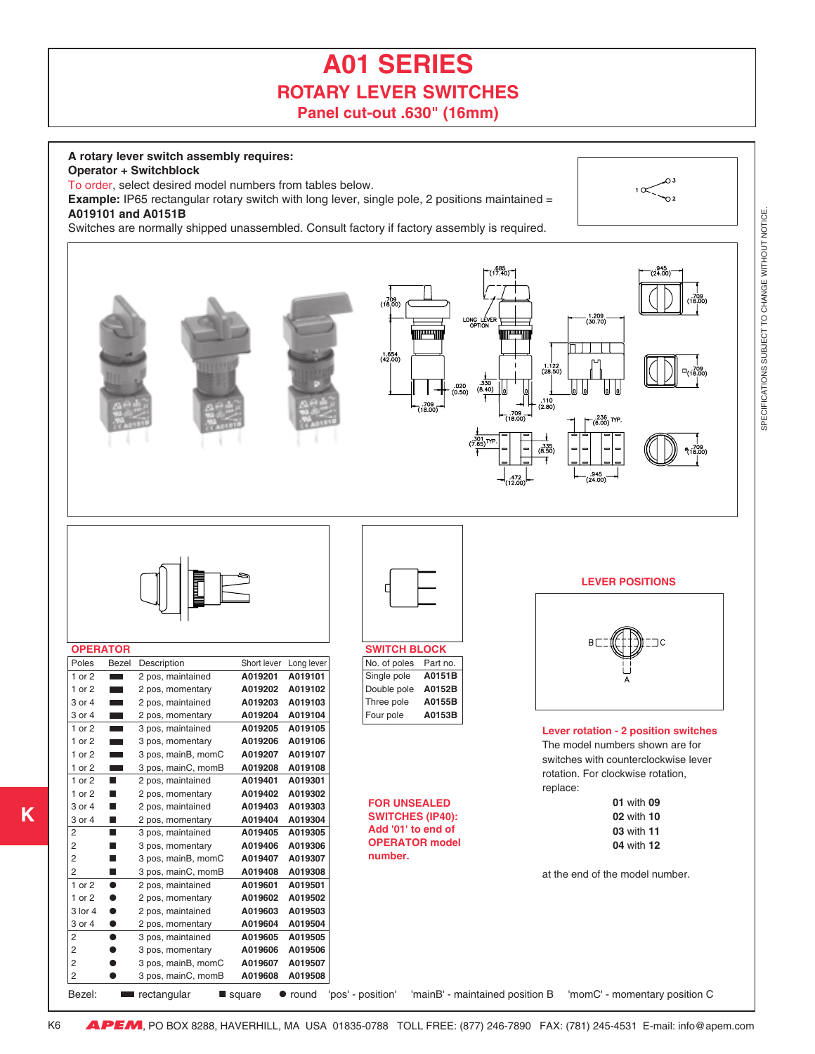# A01 SERIES

## ROTARY LEVER SWITCHES

### Panel cut-out .630" (16mm)

**A rotary lever switch assembly requires:**
**Operator + Switchblock**
To order, select desired model numbers from tables below.
**Example:** IP65 rectangular rotary switch with long lever, single pole, 2 positions maintained = **A019101 and A0151B**
Switches are normally shipped unassembled. Consult factory if factory assembly is required.

### OPERATOR

| Poles | Bezel | Description | Short lever | Long lever |
|---|---|---|---|---|
| 1 or 2 | ▬ | 2 pos, maintained | A019201 | A019101 |
| 1 or 2 | ▬ | 2 pos, momentary | A019202 | A019102 |
| 3 or 4 | ▬ | 2 pos, maintained | A019203 | A019103 |
| 3 or 4 | ▬ | 2 pos, momentary | A019204 | A019104 |
| 1 or 2 | ▬ | 3 pos, maintained | A019205 | A019105 |
| 1 or 2 | ▬ | 3 pos, momentary | A019206 | A019106 |
| 1 or 2 | ▬ | 3 pos, mainB, momC | A019207 | A019107 |
| 1 or 2 | ▬ | 3 pos, mainC, momB | A019208 | A019108 |
| 1 or 2 | ■ | 2 pos, maintained | A019401 | A019301 |
| 1 or 2 | ■ | 2 pos, momentary | A019402 | A019302 |
| 3 or 4 | ■ | 2 pos, maintained | A019403 | A019303 |
| 3 or 4 | ■ | 2 pos, momentary | A019404 | A019304 |
| 2 | ■ | 3 pos, maintained | A019405 | A019305 |
| 2 | ■ | 3 pos, momentary | A019406 | A019306 |
| 2 | ■ | 3 pos, mainB, momC | A019407 | A019307 |
| 2 | ■ | 3 pos, mainC, momB | A019408 | A019308 |
| 1 or 2 | ● | 2 pos, maintained | A019601 | A019501 |
| 1 or 2 | ● | 2 pos, momentary | A019602 | A019502 |
| 3 lor 4 | ● | 2 pos, maintained | A019603 | A019503 |
| 3 or 4 | ● | 2 pos, momentary | A019604 | A019504 |
| 2 | ● | 3 pos, maintained | A019605 | A019505 |
| 2 | ● | 3 pos, momentary | A019606 | A019506 |
| 2 | ● | 3 pos, mainB, momC | A019607 | A019507 |
| 2 | ● | 3 pos, mainC, momB | A019608 | A019508 |

### SWITCH BLOCK

| No. of poles | Part no. |
|---|---|
| Single pole | A0151B |
| Double pole | A0152B |
| Three pole | A0155B |
| Four pole | A0153B |

**FOR UNSEALED SWITCHES (IP40): Add '01' to end of OPERATOR model number.**

### LEVER POSITIONS

**Lever rotation - 2 position switches**
The model numbers shown are for switches with counterclockwise lever rotation. For clockwise rotation, replace:

**01** with **09**
**02** with **10**
**03** with **11**
**04** with **12**

at the end of the model number.

Bezel: ▬ rectangular ■ square ● round 'pos' - position' 'mainB' - maintained position B 'momC' - momentary position C

**APEM**, PO BOX 8288, HAVERHILL, MA USA 01835-0788 TOLL FREE: (877) 246-7890 FAX: (781) 245-4531 E-mail: info@apem.com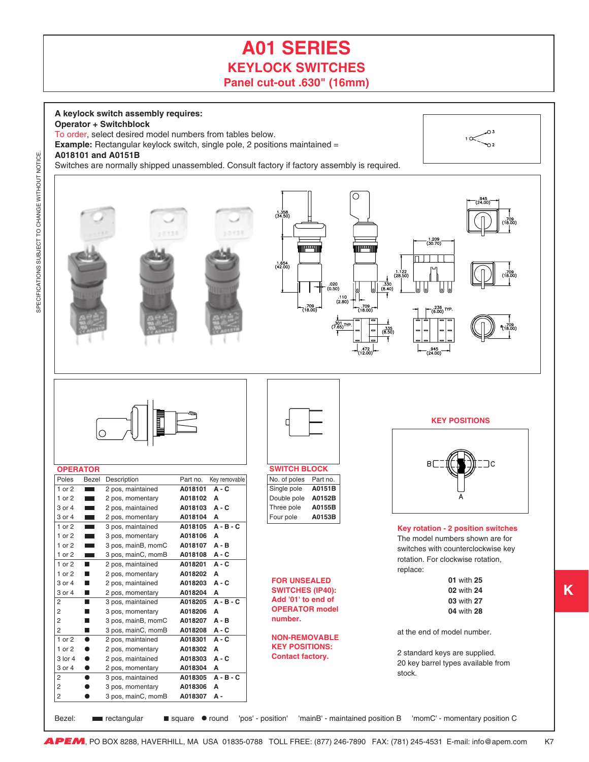# A01 SERIES

## KEYLOCK SWITCHES

### Panel cut-out .630" (16mm)

**A keylock switch assembly requires:**
**Operator + Switchblock**
To order, select desired model numbers from tables below.
**Example:** Rectangular keylock switch, single pole, 2 positions maintained =
**A018101 and A0151B**
Switches are normally shipped unassembled. Consult factory if factory assembly is required.

## OPERATOR

| Poles | Bezel | Description | Part no. | Key removable |
|---|---|---|---|---|
| 1 or 2 | ▬ | 2 pos, maintained | A018101 | A - C |
| 1 or 2 | ▬ | 2 pos, momentary | A018102 | A |
| 3 or 4 | ▬ | 2 pos, maintained | A018103 | A - C |
| 3 or 4 | ▬ | 2 pos, momentary | A018104 | A |
| 1 or 2 | ▬ | 3 pos, maintained | A018105 | A - B - C |
| 1 or 2 | ▬ | 3 pos, momentary | A018106 | A |
| 1 or 2 | ▬ | 3 pos, mainB, momC | A018107 | A - B |
| 1 or 2 | ▬ | 3 pos, mainC, momB | A018108 | A - C |
| 1 or 2 | ■ | 2 pos, maintained | A018201 | A - C |
| 1 or 2 | ■ | 2 pos, momentary | A018202 | A |
| 3 or 4 | ■ | 2 pos, maintained | A018203 | A - C |
| 3 or 4 | ■ | 2 pos, momentary | A018204 | A |
| 2 | ■ | 3 pos, maintained | A018205 | A - B - C |
| 2 | ■ | 3 pos, momentary | A018206 | A |
| 2 | ■ | 3 pos, mainB, momC | A018207 | A - B |
| 2 | ■ | 3 pos, mainC, momB | A018208 | A - C |
| 1 or 2 | ● | 2 pos, maintained | A018301 | A - C |
| 1 or 2 | ● | 2 pos, momentary | A018302 | A |
| 3 lor 4 | ● | 2 pos, maintained | A018303 | A - C |
| 3 or 4 | ● | 2 pos, momentary | A018304 | A |
| 2 | ● | 3 pos, maintained | A018305 | A - B - C |
| 2 | ● | 3 pos, momentary | A018306 | A |
| 2 | ● | 3 pos, mainC, momB | A018307 | A - |

## SWITCH BLOCK

| No. of poles | Part no. |
|---|---|
| Single pole | A0151B |
| Double pole | A0152B |
| Three pole | A0155B |
| Four pole | A0153B |

**FOR UNSEALED SWITCHES (IP40): Add '01' to end of OPERATOR model number.**

**NON-REMOVABLE KEY POSITIONS: Contact factory.**

## KEY POSITIONS

**Key rotation - 2 position switches**
The model numbers shown are for switches with counterclockwise key rotation. For clockwise rotation, replace:

**01** with **25**
**02** with **24**
**03** with **27**
**04** with **28**

at the end of model number.

2 standard keys are supplied.
20 key barrel types available from stock.

Bezel: ▬ rectangular ■ square ● round 'pos' - position' 'mainB' - maintained position B 'momC' - momentary position C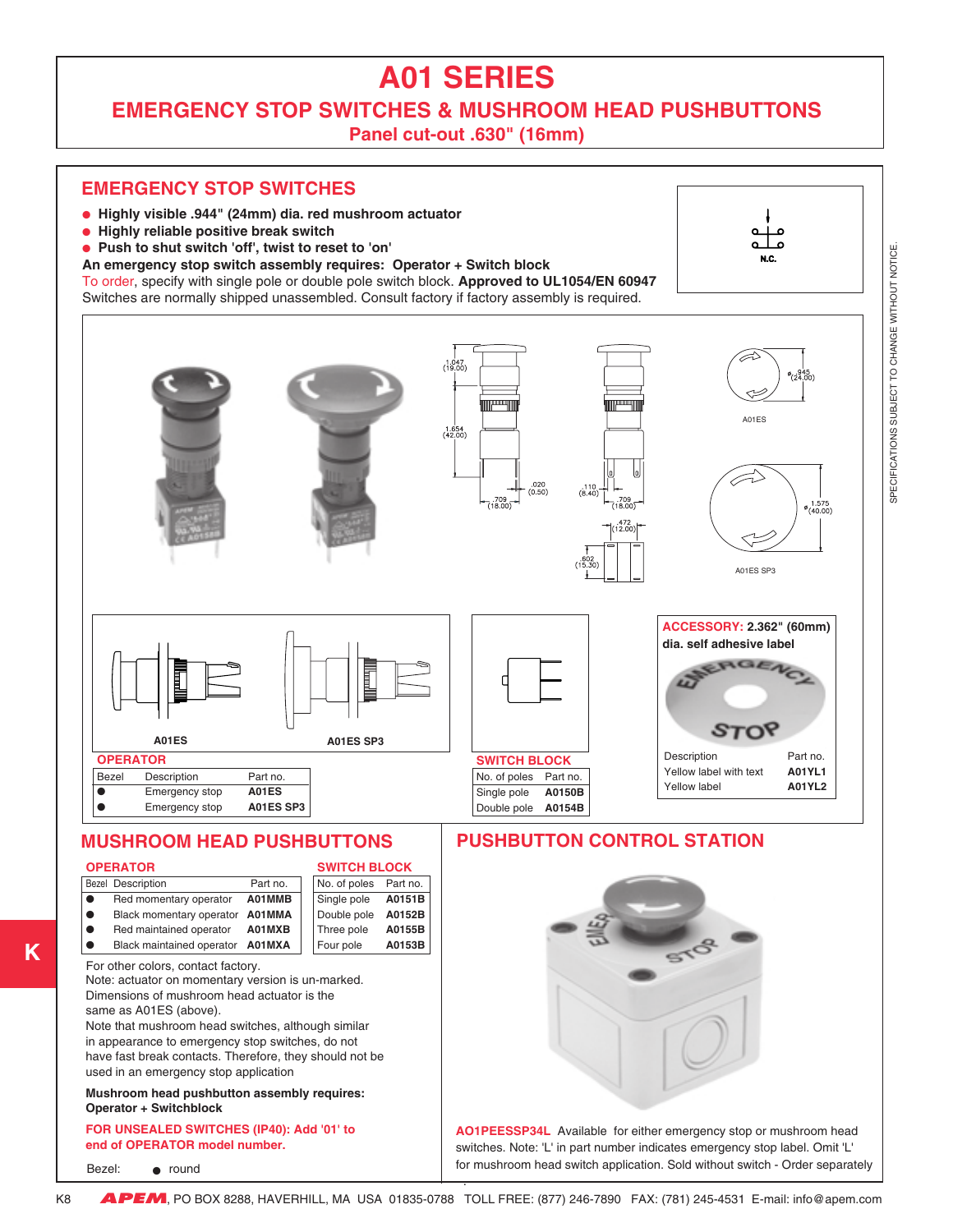# A01 SERIES

## EMERGENCY STOP SWITCHES & MUSHROOM HEAD PUSHBUTTONS

### Panel cut-out .630" (16mm)

## EMERGENCY STOP SWITCHES

- **Highly visible .944" (24mm) dia. red mushroom actuator**
- **Highly reliable positive break switch**
- **Push to shut switch 'off', twist to reset to 'on'**

**An emergency stop switch assembly requires: Operator + Switch block**

To order, specify with single pole or double pole switch block. **Approved to UL1054/EN 60947**

Switches are normally shipped unassembled. Consult factory if factory assembly is required.

N.C.

1.047 (19.00)

1.654 (42.00)

.020 (0.50)

.709 (18.00)

.110 (8.40)

.709 (18.00)

.472 (12.00)

.602 (15.30)

ø .945 (24.00)

A01ES

ø 1.575 (40.00)

A01ES SP3

A01ES

A01ES SP3

### OPERATOR

| Bezel | Description | Part no. |
|---|---|---|
| ● | Emergency stop | **A01ES** |
| ● | Emergency stop | **A01ES SP3** |

### SWITCH BLOCK

| No. of poles | Part no. |
|---|---|
| Single pole | **A0150B** |
| Double pole | **A0154B** |

**ACCESSORY: 2.362" (60mm) dia. self adhesive label**

| Description | Part no. |
|---|---|
| Yellow label with text | **A01YL1** |
| Yellow label | **A01YL2** |

## MUSHROOM HEAD PUSHBUTTONS

### OPERATOR

| Bezel | Description | Part no. |
|---|---|---|
| ● | Red momentary operator | **A01MMB** |
| ● | Black momentary operator | **A01MMA** |
| ● | Red maintained operator | **A01MXB** |
| ● | Black maintained operator | **A01MXA** |

### SWITCH BLOCK

| No. of poles | Part no. |
|---|---|
| Single pole | **A0151B** |
| Double pole | **A0152B** |
| Three pole | **A0155B** |
| Four pole | **A0153B** |

For other colors, contact factory.
Note: actuator on momentary version is un-marked.
Dimensions of mushroom head actuator is the same as A01ES (above).
Note that mushroom head switches, although similar in appearance to emergency stop switches, do not have fast break contacts. Therefore, they should not be used in an emergency stop application

**Mushroom head pushbutton assembly requires: Operator + Switchblock**

**FOR UNSEALED SWITCHES (IP40): Add '01' to end of OPERATOR model number.**

Bezel: ● round

## PUSHBUTTON CONTROL STATION

**AO1PEESSP34L** Available for either emergency stop or mushroom head switches. Note: 'L' in part number indicates emergency stop label. Omit 'L' for mushroom head switch application. Sold without switch - Order separately

SPECIFICATIONS SUBJECT TO CHANGE WITHOUT NOTICE.

K

APEM, PO BOX 8288, HAVERHILL, MA USA 01835-0788 TOLL FREE: (877) 246-7890 FAX: (781) 245-4531 E-mail: info@apem.com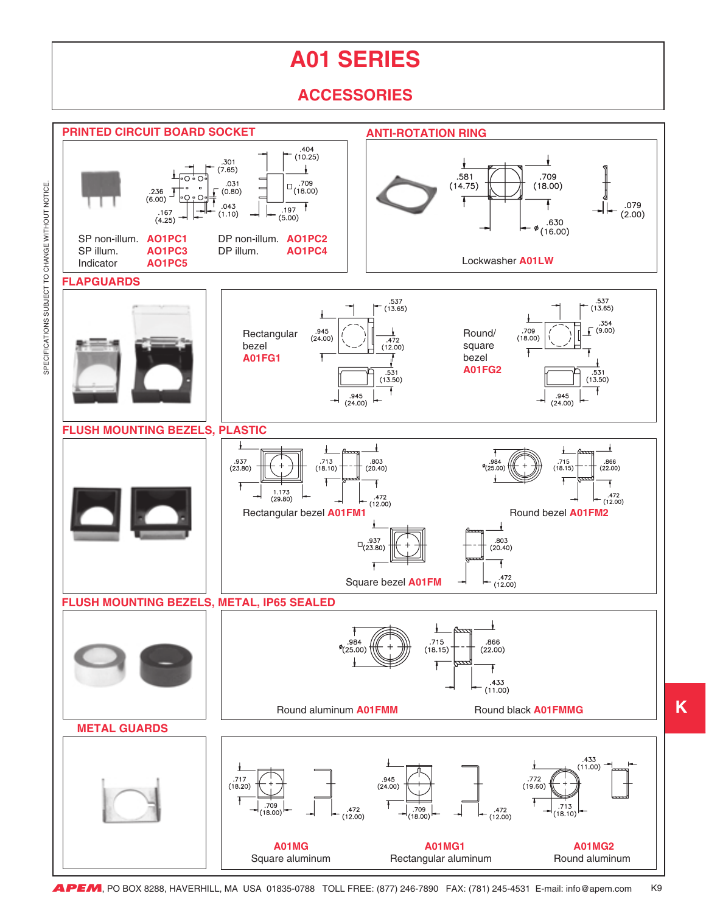# A01 SERIES

## ACCESSORIES

### PRINTED CIRCUIT BOARD SOCKET

.301 (7.65) .031 (0.80) .236 (6.00) .043 (1.10) .167 (4.25) .404 (10.25) .709 (18.00) .197 (5.00)

| | | | |
|---|---|---|---|
| SP non-illum. | AO1PC1 | DP non-illum. | AO1PC2 |
| SP illum. | AO1PC3 | DP illum. | AO1PC4 |
| Indicator | AO1PC5 | | |

### ANTI-ROTATION RING

.581 (14.75) .709 (18.00) .630 ø (16.00) .079 (2.00)

Lockwasher **A01LW**

### FLAPGUARDS

Rectangular bezel **A01FG1**

.945 (24.00) .537 (13.65) .472 (12.00) .531 (13.50) .945 (24.00)

Round/ square bezel **A01FG2**

.709 (18.00) .537 (13.65) .354 (9.00) .531 (13.50) .945 (24.00)

### FLUSH MOUNTING BEZELS, PLASTIC

.937 (23.80) 1.173 (29.80) .713 (18.10) .803 (20.40) .472 (12.00)

Rectangular bezel **A01FM1**

ø .984 (25.00) .715 (18.15) .866 (22.00) .472 (12.00)

Round bezel **A01FM2**

.937 (23.80) .803 (20.40) .472 (12.00)

Square bezel **A01FM**

### FLUSH MOUNTING BEZELS, METAL, IP65 SEALED

ø .984 (25.00) .715 (18.15) .866 (22.00) .433 (11.00)

Round aluminum **A01FMM**

Round black **A01FMMG**

### METAL GUARDS

.717 (18.20) .709 (18.00) .472 (12.00)

**A01MG**
Square aluminum

.945 (24.00) .709 (18.00) .472 (12.00)

**A01MG1**
Rectangular aluminum

.772 (19.60) .713 (18.10) .433 (11.00)

**A01MG2**
Round aluminum

SPECIFICATIONS SUBJECT TO CHANGE WITHOUT NOTICE.

**APEM**, PO BOX 8288, HAVERHILL, MA USA 01835-0788 TOLL FREE: (877) 246-7890 FAX: (781) 245-4531 E-mail: info@apem.com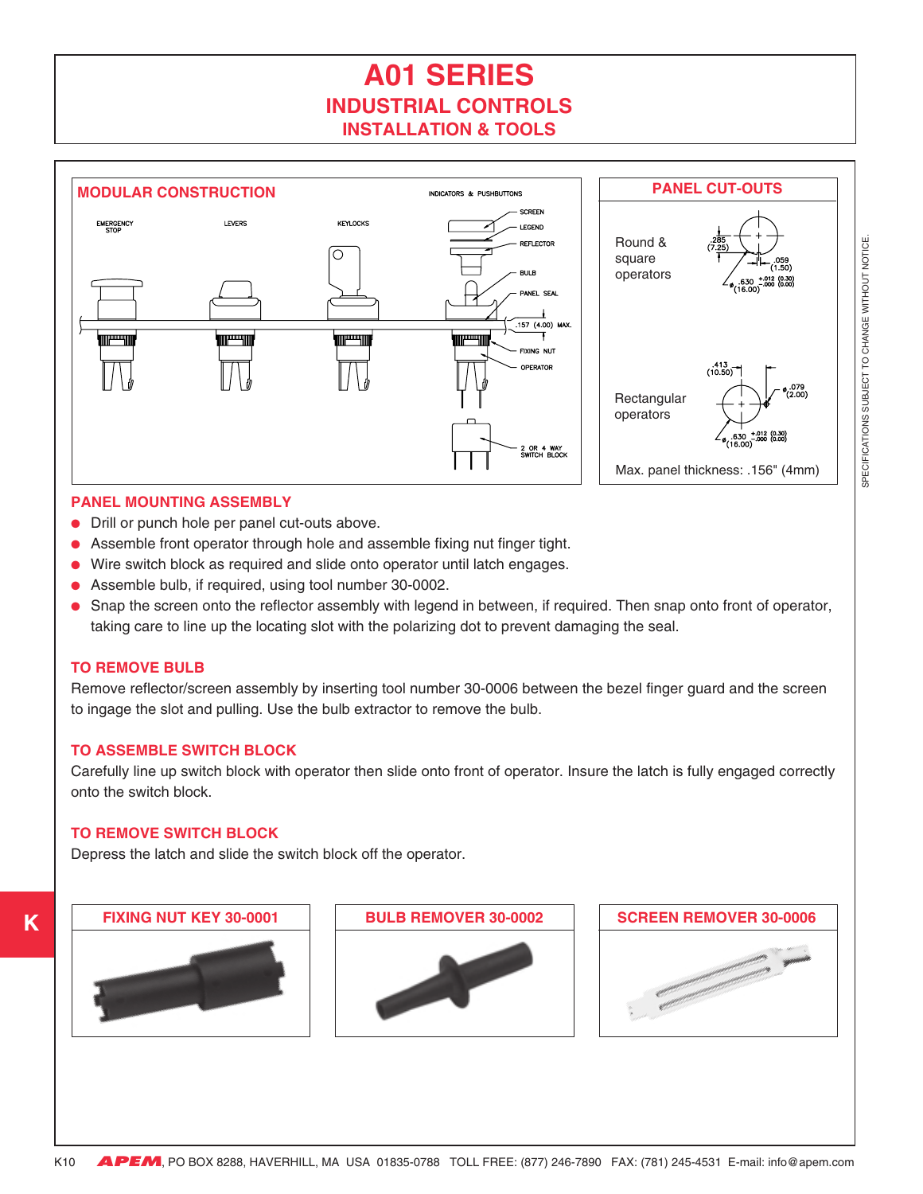# A01 SERIES

## INDUSTRIAL CONTROLS

### INSTALLATION & TOOLS

### MODULAR CONSTRUCTION

EMERGENCY STOP — LEVERS — KEYLOCKS — INDICATORS & PUSHBUTTONS

SCREEN, LEGEND, REFLECTOR, BULB, PANEL SEAL, .157 (4.00) MAX., FIXING NUT, OPERATOR, 2 OR 4 WAY SWITCH BLOCK

### PANEL CUT-OUTS

Round & square operators: .285 (7.25); .059 (1.50); ø .630 +.012/−.000 (16.00 +0.30/−0.00)

Rectangular operators: .413 (10.50); ø .079 (2.00); ø .630 +.012/−.000 (16.00 +0.30/−0.00)

Max. panel thickness: .156" (4mm)

### PANEL MOUNTING ASSEMBLY

- Drill or punch hole per panel cut-outs above.
- Assemble front operator through hole and assemble fixing nut finger tight.
- Wire switch block as required and slide onto operator until latch engages.
- Assemble bulb, if required, using tool number 30-0002.
- Snap the screen onto the reflector assembly with legend in between, if required. Then snap onto front of operator, taking care to line up the locating slot with the polarizing dot to prevent damaging the seal.

### TO REMOVE BULB

Remove reflector/screen assembly by inserting tool number 30-0006 between the bezel finger guard and the screen to ingage the slot and pulling. Use the bulb extractor to remove the bulb.

### TO ASSEMBLE SWITCH BLOCK

Carefully line up switch block with operator then slide onto front of operator. Insure the latch is fully engaged correctly onto the switch block.

### TO REMOVE SWITCH BLOCK

Depress the latch and slide the switch block off the operator.

| FIXING NUT KEY 30-0001 | BULB REMOVER 30-0002 | SCREEN REMOVER 30-0006 |
|---|---|---|

SPECIFICATIONS SUBJECT TO CHANGE WITHOUT NOTICE.

APEM, PO BOX 8288, HAVERHILL, MA USA 01835-0788 TOLL FREE: (877) 246-7890 FAX: (781) 245-4531 E-mail: info@apem.com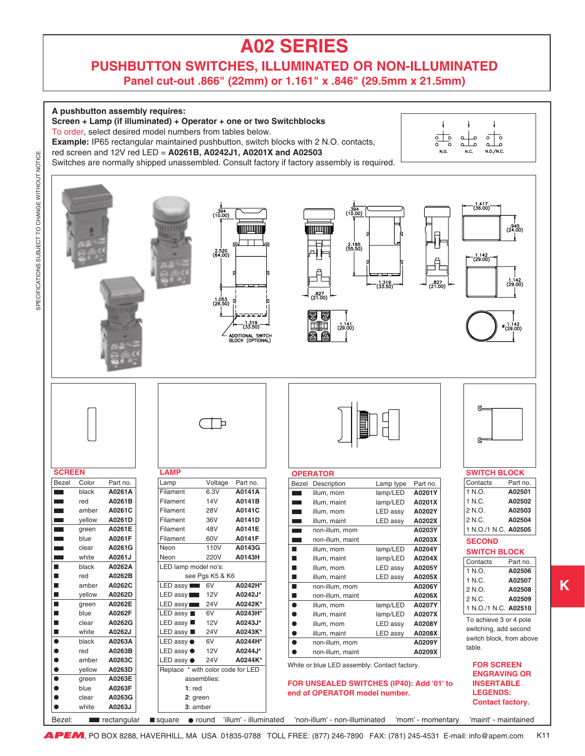# A02 SERIES

## PUSHBUTTON SWITCHES, ILLUMINATED OR NON-ILLUMINATED

### Panel cut-out .866" (22mm) or 1.161" x .846" (29.5mm x 21.5mm)

**A pushbutton assembly requires:**
**Screen + Lamp (if illuminated) + Operator + one or two Switchblocks**
To order, select desired model numbers from tables below.
**Example:** IP65 rectangular maintained pushbutton, switch blocks with 2 N.O. contacts, red screen and 12V red LED = **A0261B, A0242J1, A0201X and A02503**
Switches are normally shipped unassembled. Consult factory if factory assembly is required.

N.O. N.C. N.O./N.C.

SPECIFICATIONS SUBJECT TO CHANGE WITHOUT NOTICE.

### SCREEN

| Bezel | Color | Part no. |
|---|---|---|
| ▬ | black | A0261A |
| ▬ | red | A0261B |
| ▬ | amber | A0261C |
| ▬ | yellow | A0261D |
| ▬ | green | A0261E |
| ▬ | blue | A0261F |
| ▬ | clear | A0261G |
| ▬ | white | A0261J |
| ■ | black | A0262A |
| ■ | red | A0262B |
| ■ | amber | A0262C |
| ■ | yellow | A0262D |
| ■ | green | A0262E |
| ■ | blue | A0262F |
| ■ | clear | A0262G |
| ■ | white | A0262J |
| ● | black | A0263A |
| ● | red | A0263B |
| ● | amber | A0263C |
| ● | yellow | A0263D |
| ● | green | A0263E |
| ● | blue | A0263F |
| ● | clear | A0263G |
| ● | white | A0263J |

### LAMP

| Lamp | Voltage | Part no. |
|---|---|---|
| Filament | 6.3V | A0141A |
| Filament | 14V | A0141B |
| Filament | 28V | A0141C |
| Filament | 36V | A0141D |
| Filament | 48V | A0141E |
| Filament | 60V | A0141F |
| Neon | 110V | A0143G |
| Neon | 220V | A0143H |
| LED lamp model no's: see Pgs K5 & K6 | | |
| LED assy ▬ | 6V | A0242H* |
| LED assy ▬ | 12V | A0242J* |
| LED assy ▬ | 24V | A0242K* |
| LED assy ■ | 6V | A0243H* |
| LED assy ■ | 12V | A0243J* |
| LED assy ■ | 24V | A0243K* |
| LED assy ● | 6V | A0244H* |
| LED assy ● | 12V | A0244J* |
| LED assy ● | 24V | A0244K* |

Replace * with color code for LED assemblies:
1: red
2: green
3: amber

### OPERATOR

| Bezel | Description | Lamp type | Part no. |
|---|---|---|---|
| ▬ | illum, mom | lamp/LED | A0201Y |
| ▬ | illum, maint | lamp/LED | A0201X |
| ▬ | illum, mom | LED assy | A0202Y |
| ▬ | illum, maint | LED assy | A0202X |
| ▬ | non-illum, mom | | A0203Y |
| ▬ | non-illum, maint | | A0203X |
| ■ | illum, mom | lamp/LED | A0204Y |
| ■ | illum, maint | lamp/LED | A0204X |
| ■ | illum, mom | LED assy | A0205Y |
| ■ | illum, maint | LED assy | A0205X |
| ■ | non-illum, mom | | A0206Y |
| ■ | non-illum, maint | | A0206X |
| ● | illum, mom | lamp/LED | A0207Y |
| ● | illum, maint | lamp/LED | A0207X |
| ● | illum, mom | LED assy | A0208Y |
| ● | illum, maint | LED assy | A0208X |
| ● | non-illum, mom | | A0209Y |
| ● | non-illum, maint | | A0209X |

White or blue LED assembly: Contact factory.

**FOR UNSEALED SWITCHES (IP40): Add '01' to end of OPERATOR model number.**

### SWITCH BLOCK

| Contacts | Part no. |
|---|---|
| 1 N.O. | A02501 |
| 1 N.C. | A02502 |
| 2 N.O. | A02503 |
| 2 N.C. | A02504 |
| 1 N.O./1 N.C. | A02505 |

### SECOND SWITCH BLOCK

| Contacts | Part no. |
|---|---|
| 1 N.O. | A02506 |
| 1 N.C. | A02507 |
| 2 N.O. | A02508 |
| 2 N.C. | A02509 |
| 1 N.O./1 N.C. | A02510 |

To achieve 3 or 4 pole switching, add second switch block, from above table.

**FOR SCREEN ENGRAVING OR INSERTABLE LEGENDS: Contact factory.**

Bezel: ▬ rectangular ■ square ● round 'illum' - illuminated 'non-illum' - non-illuminated 'mom' - momentary 'maint' - maintained

**APEM**, PO BOX 8288, HAVERHILL, MA USA 01835-0788 TOLL FREE: (877) 246-7890 FAX: (781) 245-4531 E-mail: info@apem.com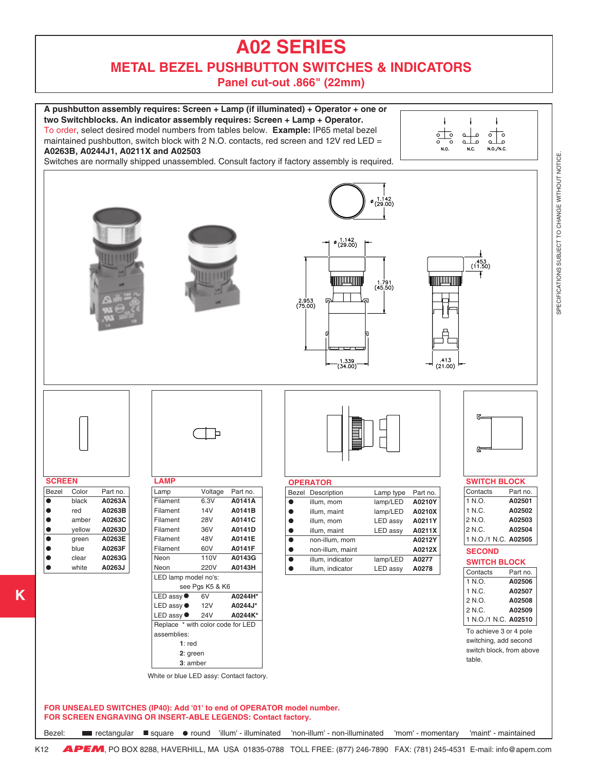# A02 SERIES

## METAL BEZEL PUSHBUTTON SWITCHES & INDICATORS

### Panel cut-out .866" (22mm)

**A pushbutton assembly requires: Screen + Lamp (if illuminated) + Operator + one or two Switchblocks. An indicator assembly requires: Screen + Lamp + Operator.**

To order, select desired model numbers from tables below. **Example:** IP65 metal bezel maintained pushbutton, switch block with 2 N.O. contacts, red screen and 12V red LED = **A0263B, A0244J1, A0211X and A02503**

Switches are normally shipped unassembled. Consult factory if factory assembly is required.

N.O. N.C. N.O./N.C.

ø 1.142 (29.00)

ø 1.142 (29.00)

1.791 (45.50)

2.953 (75.00)

1.339 (34.00)

.453 (11.50)

.413 (21.00)

## SCREEN

| Bezel | Color | Part no. |
|---|---|---|
| ● | black | A0263A |
| ● | red | A0263B |
| ● | amber | A0263C |
| ● | yellow | A0263D |
| ● | green | A0263E |
| ● | blue | A0263F |
| ● | clear | A0263G |
| ● | white | A0263J |

## LAMP

| Lamp | Voltage | Part no. |
|---|---|---|
| Filament | 6.3V | A0141A |
| Filament | 14V | A0141B |
| Filament | 28V | A0141C |
| Filament | 36V | A0141D |
| Filament | 48V | A0141E |
| Filament | 60V | A0141F |
| Neon | 110V | A0143G |
| Neon | 220V | A0143H |
| LED lamp model no's: see Pgs K5 & K6 | | |
| LED assy ● | 6V | A0244H* |
| LED assy ● | 12V | A0244J* |
| LED assy ● | 24V | A0244K* |

Replace * with color code for LED assemblies:
- **1**: red
- **2**: green
- **3**: amber

White or blue LED assy: Contact factory.

## OPERATOR

| Bezel | Description | Lamp type | Part no. |
|---|---|---|---|
| ● | illum, mom | lamp/LED | A0210Y |
| ● | illum, maint | lamp/LED | A0210X |
| ● | illum, mom | LED assy | A0211Y |
| ● | illum, maint | LED assy | A0211X |
| ● | non-illum, mom | | A0212Y |
| ● | non-illum, maint | | A0212X |
| ● | illum, indicator | lamp/LED | A0277 |
| ● | illum, indicator | LED assy | A0278 |

## SWITCH BLOCK

| Contacts | Part no. |
|---|---|
| 1 N.O. | A02501 |
| 1 N.C. | A02502 |
| 2 N.O. | A02503 |
| 2 N.C. | A02504 |
| 1 N.O./1 N.C. | A02505 |

## SECOND SWITCH BLOCK

| Contacts | Part no. |
|---|---|
| 1 N.O. | A02506 |
| 1 N.C. | A02507 |
| 2 N.O. | A02508 |
| 2 N.C. | A02509 |
| 1 N.O./1 N.C. | A02510 |

To achieve 3 or 4 pole switching, add second switch block, from above table.

**FOR UNSEALED SWITCHES (IP40): Add '01' to end of OPERATOR model number.**
**FOR SCREEN ENGRAVING OR INSERT-ABLE LEGENDS: Contact factory.**

Bezel: ▬ rectangular ■ square ● round 'illum' - illuminated 'non-illum' - non-illuminated 'mom' - momentary 'maint' - maintained

SPECIFICATIONS SUBJECT TO CHANGE WITHOUT NOTICE.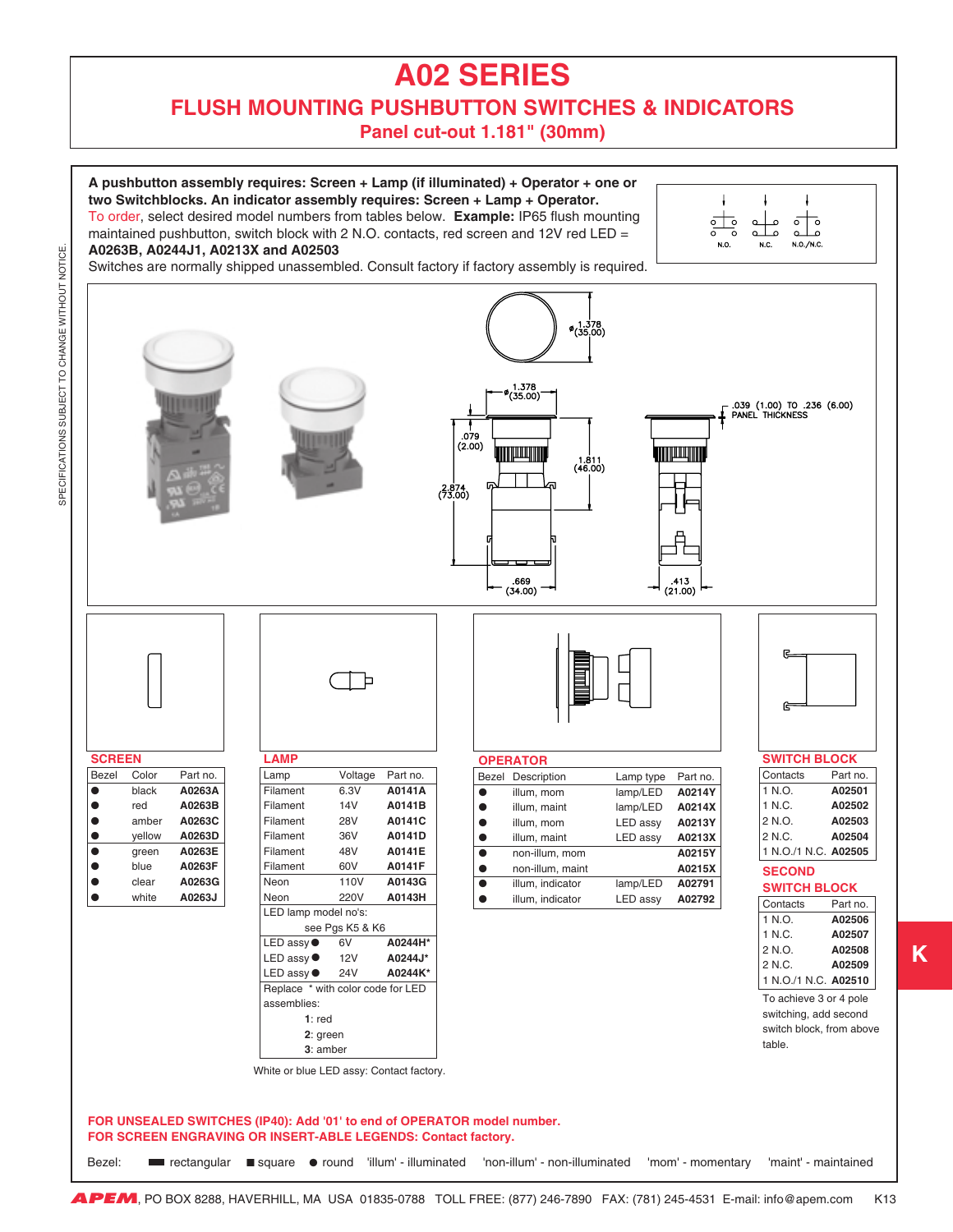# A02 SERIES

## FLUSH MOUNTING PUSHBUTTON SWITCHES & INDICATORS

### Panel cut-out 1.181" (30mm)

**A pushbutton assembly requires: Screen + Lamp (if illuminated) + Operator + one or two Switchblocks. An indicator assembly requires: Screen + Lamp + Operator.**
To order, select desired model numbers from tables below. **Example:** IP65 flush mounting maintained pushbutton, switch block with 2 N.O. contacts, red screen and 12V red LED = **A0263B, A0244J1, A0213X and A02503**
Switches are normally shipped unassembled. Consult factory if factory assembly is required.

N.O. N.C. N.O./N.C.

ø1.378 (35.00)
ø1.378 (35.00)
.079 (2.00)
1.811 (46.00)
2.874 (73.00)
.669 (34.00)
.413 (21.00)
.039 (1.00) TO .236 (6.00) PANEL THICKNESS

### SCREEN

| Bezel | Color | Part no. |
|---|---|---|
| ● | black | **A0263A** |
| ● | red | **A0263B** |
| ● | amber | **A0263C** |
| ● | yellow | **A0263D** |
| ● | green | **A0263E** |
| ● | blue | **A0263F** |
| ● | clear | **A0263G** |
| ● | white | **A0263J** |

### LAMP

| Lamp | Voltage | Part no. |
|---|---|---|
| Filament | 6.3V | **A0141A** |
| Filament | 14V | **A0141B** |
| Filament | 28V | **A0141C** |
| Filament | 36V | **A0141D** |
| Filament | 48V | **A0141E** |
| Filament | 60V | **A0141F** |
| Neon | 110V | **A0143G** |
| Neon | 220V | **A0143H** |
| LED lamp model no's: see Pgs K5 & K6 | | |
| LED assy ● | 6V | **A0244H*** |
| LED assy ● | 12V | **A0244J*** |
| LED assy ● | 24V | **A0244K*** |

Replace * with color code for LED assemblies:
**1**: red
**2**: green
**3**: amber

White or blue LED assy: Contact factory.

### OPERATOR

| Bezel | Description | Lamp type | Part no. |
|---|---|---|---|
| ● | illum, mom | lamp/LED | **A0214Y** |
| ● | illum, maint | lamp/LED | **A0214X** |
| ● | illum, mom | LED assy | **A0213Y** |
| ● | illum, maint | LED assy | **A0213X** |
| ● | non-illum, mom | | **A0215Y** |
| ● | non-illum, maint | | **A0215X** |
| ● | illum, indicator | lamp/LED | **A02791** |
| ● | illum, indicator | LED assy | **A02792** |

### SWITCH BLOCK

| Contacts | Part no. |
|---|---|
| 1 N.O. | **A02501** |
| 1 N.C. | **A02502** |
| 2 N.O. | **A02503** |
| 2 N.C. | **A02504** |
| 1 N.O./1 N.C. | **A02505** |

### SECOND SWITCH BLOCK

| Contacts | Part no. |
|---|---|
| 1 N.O. | **A02506** |
| 1 N.C. | **A02507** |
| 2 N.O. | **A02508** |
| 2 N.C. | **A02509** |
| 1 N.O./1 N.C. | **A02510** |

To achieve 3 or 4 pole switching, add second switch block, from above table.

**FOR UNSEALED SWITCHES (IP40): Add '01' to end of OPERATOR model number.**
**FOR SCREEN ENGRAVING OR INSERT-ABLE LEGENDS: Contact factory.**

Bezel: ▬ rectangular ■ square ● round 'illum' - illuminated 'non-illum' - non-illuminated 'mom' - momentary 'maint' - maintained

SPECIFICATIONS SUBJECT TO CHANGE WITHOUT NOTICE.

**APEM**, PO BOX 8288, HAVERHILL, MA USA 01835-0788 TOLL FREE: (877) 246-7890 FAX: (781) 245-4531 E-mail: info@apem.com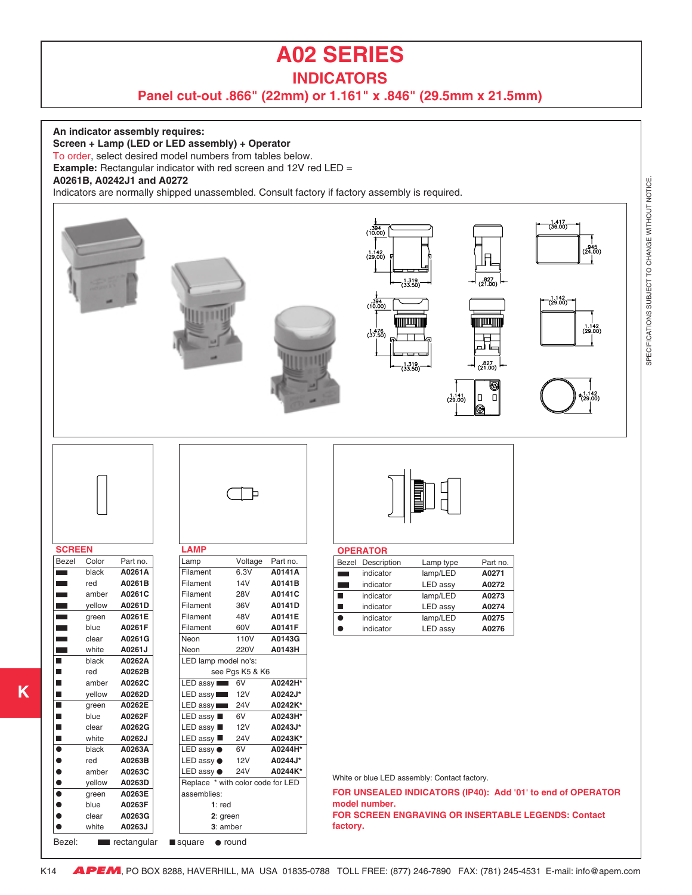# A02 SERIES

## INDICATORS

### Panel cut-out .866" (22mm) or 1.161" x .846" (29.5mm x 21.5mm)

**An indicator assembly requires:**
**Screen + Lamp (LED or LED assembly) + Operator**
To order, select desired model numbers from tables below.
**Example:** Rectangular indicator with red screen and 12V red LED =
**A0261B, A0242J1 and A0272**
Indicators are normally shipped unassembled. Consult factory if factory assembly is required.

### SCREEN

| Bezel | Color | Part no. |
|---|---|---|
| ▬ | black | **A0261A** |
| ▬ | red | **A0261B** |
| ▬ | amber | **A0261C** |
| ▬ | yellow | **A0261D** |
| ▬ | green | **A0261E** |
| ▬ | blue | **A0261F** |
| ▬ | clear | **A0261G** |
| ▬ | white | **A0261J** |
| ■ | black | **A0262A** |
| ■ | red | **A0262B** |
| ■ | amber | **A0262C** |
| ■ | yellow | **A0262D** |
| ■ | green | **A0262E** |
| ■ | blue | **A0262F** |
| ■ | clear | **A0262G** |
| ■ | white | **A0262J** |
| ● | black | **A0263A** |
| ● | red | **A0263B** |
| ● | amber | **A0263C** |
| ● | yellow | **A0263D** |
| ● | green | **A0263E** |
| ● | blue | **A0263F** |
| ● | clear | **A0263G** |
| ● | white | **A0263J** |

### LAMP

| Lamp | Voltage | Part no. |
|---|---|---|
| Filament | 6.3V | **A0141A** |
| Filament | 14V | **A0141B** |
| Filament | 28V | **A0141C** |
| Filament | 36V | **A0141D** |
| Filament | 48V | **A0141E** |
| Filament | 60V | **A0141F** |
| Neon | 110V | **A0143G** |
| Neon | 220V | **A0143H** |
| LED lamp model no's: see Pgs K5 & K6 | | |
| LED assy ▬ | 6V | **A0242H*** |
| LED assy ▬ | 12V | **A0242J*** |
| LED assy ▬ | 24V | **A0242K*** |
| LED assy ■ | 6V | **A0243H*** |
| LED assy ■ | 12V | **A0243J*** |
| LED assy ■ | 24V | **A0243K*** |
| LED assy ● | 6V | **A0244H*** |
| LED assy ● | 12V | **A0244J*** |
| LED assy ● | 24V | **A0244K*** |

Replace * with color code for LED assemblies:
**1**: red
**2**: green
**3**: amber

### OPERATOR

| Bezel | Description | Lamp type | Part no. |
|---|---|---|---|
| ▬ | indicator | lamp/LED | **A0271** |
| ▬ | indicator | LED assy | **A0272** |
| ■ | indicator | lamp/LED | **A0273** |
| ■ | indicator | LED assy | **A0274** |
| ● | indicator | lamp/LED | **A0275** |
| ● | indicator | LED assy | **A0276** |

Bezel: ▬ rectangular ■ square ● round

White or blue LED assembly: Contact factory.

**FOR UNSEALED INDICATORS (IP40): Add '01' to end of OPERATOR model number.**

**FOR SCREEN ENGRAVING OR INSERTABLE LEGENDS: Contact factory.**

SPECIFICATIONS SUBJECT TO CHANGE WITHOUT NOTICE.

APEM, PO BOX 8288, HAVERHILL, MA USA 01835-0788 TOLL FREE: (877) 246-7890 FAX: (781) 245-4531 E-mail: info@apem.com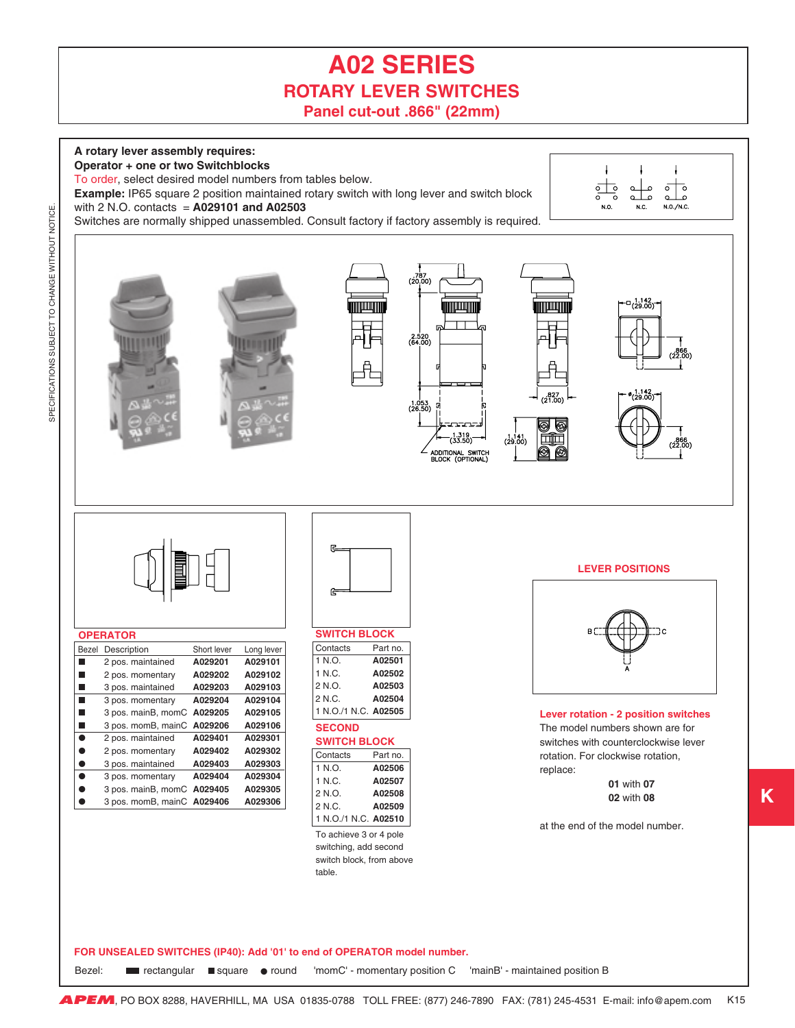# A02 SERIES

## ROTARY LEVER SWITCHES

### Panel cut-out .866" (22mm)

**A rotary lever assembly requires:**
**Operator + one or two Switchblocks**
To order, select desired model numbers from tables below.
**Example:** IP65 square 2 position maintained rotary switch with long lever and switch block with 2 N.O. contacts = **A029101 and A02503**
Switches are normally shipped unassembled. Consult factory if factory assembly is required.

N.O. N.C. N.O./N.C.

.787 (20.00)
2.520 (64.00)
1.053 (26.50)
1.319 (33.50)
ADDITIONAL SWITCH BLOCK (OPTIONAL)
.827 (21.00)
1.141 (29.00)
1.142 (29.00)
.866 (22.00)
ø1.142 (29.00)
.866 (22.00)

### OPERATOR

| Bezel | Description | Short lever | Long lever |
|---|---|---|---|
| ■ | 2 pos. maintained | A029201 | A029101 |
| ■ | 2 pos. momentary | A029202 | A029102 |
| ■ | 3 pos. maintained | A029203 | A029103 |
| ■ | 3 pos. momentary | A029204 | A029104 |
| ■ | 3 pos. mainB, momC | A029205 | A029105 |
| ■ | 3 pos. momB, mainC | A029206 | A029106 |
| ● | 2 pos. maintained | A029401 | A029301 |
| ● | 2 pos. momentary | A029402 | A029302 |
| ● | 3 pos. maintained | A029403 | A029303 |
| ● | 3 pos. momentary | A029404 | A029304 |
| ● | 3 pos. mainB, momC | A029405 | A029305 |
| ● | 3 pos. momB, mainC | A029406 | A029306 |

### SWITCH BLOCK

| Contacts | Part no. |
|---|---|
| 1 N.O. | A02501 |
| 1 N.C. | A02502 |
| 2 N.O. | A02503 |
| 2 N.C. | A02504 |
| 1 N.O./1 N.C. | A02505 |

### SECOND SWITCH BLOCK

| Contacts | Part no. |
|---|---|
| 1 N.O. | A02506 |
| 1 N.C. | A02507 |
| 2 N.O. | A02508 |
| 2 N.C. | A02509 |
| 1 N.O./1 N.C. | A02510 |

To achieve 3 or 4 pole switching, add second switch block, from above table.

### LEVER POSITIONS

B C A

**Lever rotation - 2 position switches**
The model numbers shown are for switches with counterclockwise lever rotation. For clockwise rotation, replace:

**01** with **07**
**02** with **08**

at the end of the model number.

**FOR UNSEALED SWITCHES (IP40): Add '01' to end of OPERATOR model number.**

Bezel: ▬ rectangular ■ square ● round 'momC' - momentary position C 'mainB' - maintained position B

SPECIFICATIONS SUBJECT TO CHANGE WITHOUT NOTICE.

APEM, PO BOX 8288, HAVERHILL, MA USA 01835-0788 TOLL FREE: (877) 246-7890 FAX: (781) 245-4531 E-mail: info@apem.com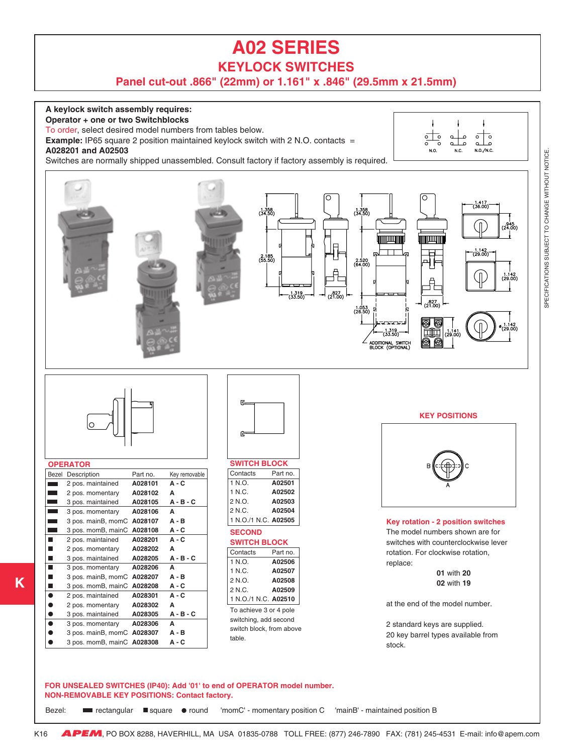# A02 SERIES

## KEYLOCK SWITCHES

### Panel cut-out .866" (22mm) or 1.161" x .846" (29.5mm x 21.5mm)

**A keylock switch assembly requires:**
**Operator + one or two Switchblocks**
To order, select desired model numbers from tables below.
**Example:** IP65 square 2 position maintained keylock switch with 2 N.O. contacts = **A028201 and A02503**
Switches are normally shipped unassembled. Consult factory if factory assembly is required.

N.O. N.C. N.O./N.C.

1.358 (34.50) 2.185 (55.50) 1.319 (33.50) .827 (21.00) 1.358 (34.50) 2.520 (64.00) 1.053 (26.50) 1.319 (33.50) ADDITIONAL SWITCH BLOCK (OPTIONAL) .827 (21.00) 1.417 (36.00) .945 (24.00) 1.142 (29.00) 1.142 (29.00) 1.141 (29.00) 1.142 (29.00)

### OPERATOR

| Bezel | Description | Part no. | Key removable |
|---|---|---|---|
| ▬ | 2 pos. maintained | **A028101** | **A - C** |
| ▬ | 2 pos. momentary | **A028102** | **A** |
| ▬ | 3 pos. maintained | **A028105** | **A - B - C** |
| ▬ | 3 pos. momentary | **A028106** | **A** |
| ▬ | 3 pos. mainB, momC | **A028107** | **A - B** |
| ▬ | 3 pos. momB, mainC | **A028108** | **A - C** |
| ■ | 2 pos. maintained | **A028201** | **A - C** |
| ■ | 2 pos. momentary | **A028202** | **A** |
| ■ | 3 pos. maintained | **A028205** | **A - B - C** |
| ■ | 3 pos. momentary | **A028206** | **A** |
| ■ | 3 pos. mainB, momC | **A028207** | **A - B** |
| ■ | 3 pos. momB, mainC | **A028208** | **A - C** |
| ● | 2 pos. maintained | **A028301** | **A - C** |
| ● | 2 pos. momentary | **A028302** | **A** |
| ● | 3 pos. maintained | **A028305** | **A - B - C** |
| ● | 3 pos. momentary | **A028306** | **A** |
| ● | 3 pos. mainB, momC | **A028307** | **A - B** |
| ● | 3 pos. momB, mainC | **A028308** | **A - C** |

### SWITCH BLOCK

| Contacts | Part no. |
|---|---|
| 1 N.O. | **A02501** |
| 1 N.C. | **A02502** |
| 2 N.O. | **A02503** |
| 2 N.C. | **A02504** |
| 1 N.O./1 N.C. | **A02505** |

### SECOND SWITCH BLOCK

| Contacts | Part no. |
|---|---|
| 1 N.O. | **A02506** |
| 1 N.C. | **A02507** |
| 2 N.O. | **A02508** |
| 2 N.C. | **A02509** |
| 1 N.O./1 N.C. | **A02510** |

To achieve 3 or 4 pole switching, add second switch block, from above table.

### KEY POSITIONS

B C A

**Key rotation - 2 position switches**
The model numbers shown are for switches with counterclockwise lever rotation. For clockwise rotation, replace:

**01** with **20**
**02** with **19**

at the end of the model number.

2 standard keys are supplied.
20 key barrel types available from stock.

**FOR UNSEALED SWITCHES (IP40): Add '01' to end of OPERATOR model number.**
**NON-REMOVABLE KEY POSITIONS: Contact factory.**

Bezel: ▬ rectangular ■ square ● round 'momC' - momentary position C 'mainB' - maintained position B

SPECIFICATIONS SUBJECT TO CHANGE WITHOUT NOTICE.

K

APEM, PO BOX 8288, HAVERHILL, MA USA 01835-0788 TOLL FREE: (877) 246-7890 FAX: (781) 245-4531 E-mail: info@apem.com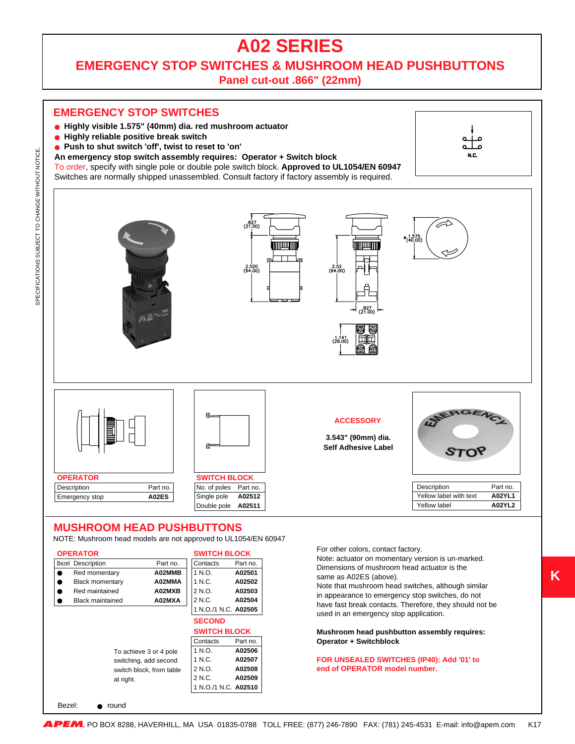# A02 SERIES

## EMERGENCY STOP SWITCHES & MUSHROOM HEAD PUSHBUTTONS

### Panel cut-out .866" (22mm)

## EMERGENCY STOP SWITCHES

- **Highly visible 1.575" (40mm) dia. red mushroom actuator**
- **Highly reliable positive break switch**
- **Push to shut switch 'off', twist to reset to 'on'**

**An emergency stop switch assembly requires: Operator + Switch block**

To order, specify with single pole or double pole switch block. **Approved to UL1054/EN 60947**

Switches are normally shipped unassembled. Consult factory if factory assembly is required.

N.C.

.827 (21.00)

2.520 (64.00)

2.52 (64.00)

.827 (21.00)

ø 1.575 (40.00)

1.141 (29.00)

**OPERATOR**

| Description | Part no. |
|---|---|
| Emergency stop | **A02ES** |

**SWITCH BLOCK**

| No. of poles | Part no. |
|---|---|
| Single pole | **A02512** |
| Double pole | **A02511** |

**ACCESSORY**

**3.543" (90mm) dia.**
**Self Adhesive Label**

| Description | Part no. |
|---|---|
| Yellow label with text | **A02YL1** |
| Yellow label | **A02YL2** |

## MUSHROOM HEAD PUSHBUTTONS

NOTE: Mushroom head models are not approved to UL1054/EN 60947

**OPERATOR**

| Bezel | Description | Part no. |
|---|---|---|
| ● | Red momentary | **A02MMB** |
| ● | Black momentary | **A02MMA** |
| ● | Red maintained | **A02MXB** |
| ● | Black maintained | **A02MXA** |

**SWITCH BLOCK**

| Contacts | Part no. |
|---|---|
| 1 N.O. | **A02501** |
| 1 N.C. | **A02502** |
| 2 N.O. | **A02503** |
| 2 N.C. | **A02504** |
| 1 N.O./1 N.C. | **A02505** |

**SECOND SWITCH BLOCK**

| Contacts | Part no. |
|---|---|
| 1 N.O. | **A02506** |
| 1 N.C. | **A02507** |
| 2 N.O. | **A02508** |
| 2 N.C. | **A02509** |
| 1 N.O./1 N.C. | **A02510** |

To achieve 3 or 4 pole switching, add second switch block, from table at right.

Bezel: ● round

For other colors, contact factory.
Note: actuator on momentary version is un-marked.
Dimensions of mushroom head actuator is the same as A02ES (above).
Note that mushroom head switches, although similar in appearance to emergency stop switches, do not have fast break contacts. Therefore, they should not be used in an emergency stop application.

**Mushroom head pushbutton assembly requires: Operator + Switchblock**

**FOR UNSEALED SWITCHES (IP40): Add '01' to end of OPERATOR model number.**

SPECIFICATIONS SUBJECT TO CHANGE WITHOUT NOTICE.

**APEM**, PO BOX 8288, HAVERHILL, MA USA 01835-0788 TOLL FREE: (877) 246-7890 FAX: (781) 245-4531 E-mail: info@apem.com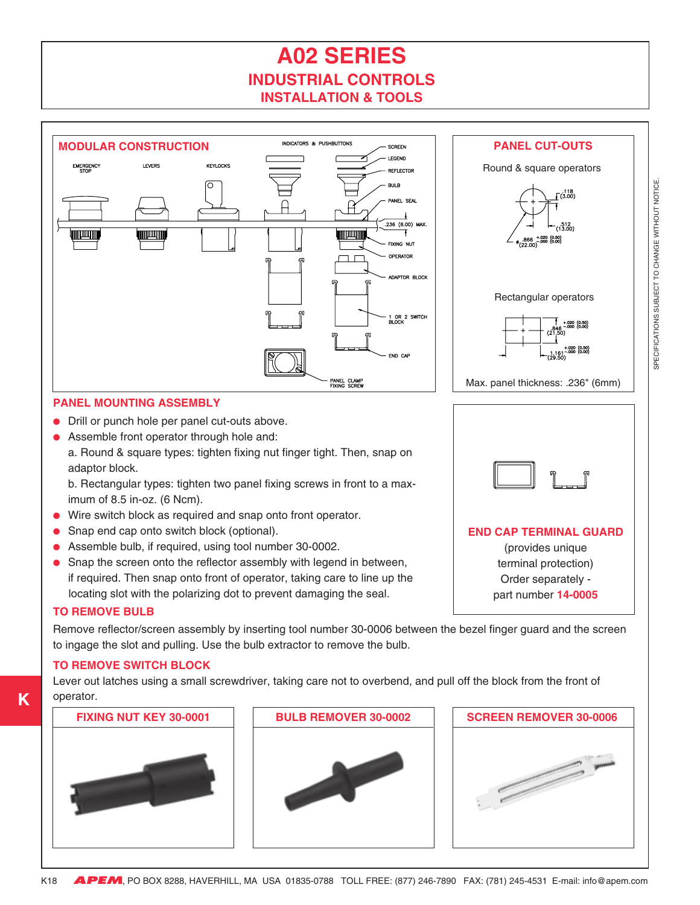# A02 SERIES

## INDUSTRIAL CONTROLS

### INSTALLATION & TOOLS

### MODULAR CONSTRUCTION

INDICATORS & PUSHBUTTONS

EMERGENCY STOP

LEVERS

KEYLOCKS

SCREEN

LEGEND

REFLECTOR

BULB

PANEL SEAL

.236 (6.00) MAX.

FIXING NUT

OPERATOR

ADAPTOR BLOCK

1 OR 2 SWITCH BLOCK

END CAP

PANEL CLAMP FIXING SCREW

### PANEL CUT-OUTS

Round & square operators

.118 (3.00)

.512 (13.00)

ø .866 +.020 -.000 (0.50) (0.00) (22.00)

Rectangular operators

.846 +.020 -.000 (0.50) (0.00) (21.50)

1.161 +.020 -.000 (0.50) (0.00) (29.50)

Max. panel thickness: .236" (6mm)

### PANEL MOUNTING ASSEMBLY

- Drill or punch hole per panel cut-outs above.
- Assemble front operator through hole and:
  a. Round & square types: tighten fixing nut finger tight. Then, snap on adaptor block.
  b. Rectangular types: tighten two panel fixing screws in front to a maximum of 8.5 in-oz. (6 Ncm).
- Wire switch block as required and snap onto front operator.
- Snap end cap onto switch block (optional).
- Assemble bulb, if required, using tool number 30-0002.
- Snap the screen onto the reflector assembly with legend in between, if required. Then snap onto front of operator, taking care to line up the locating slot with the polarizing dot to prevent damaging the seal.

### END CAP TERMINAL GUARD

(provides unique terminal protection)
Order separately - part number **14-0005**

### TO REMOVE BULB

Remove reflector/screen assembly by inserting tool number 30-0006 between the bezel finger guard and the screen to ingage the slot and pulling. Use the bulb extractor to remove the bulb.

### TO REMOVE SWITCH BLOCK

Lever out latches using a small screwdriver, taking care not to overbend, and pull off the block from the front of operator.

### FIXING NUT KEY 30-0001

### BULB REMOVER 30-0002

### SCREEN REMOVER 30-0006

SPECIFICATIONS SUBJECT TO CHANGE WITHOUT NOTICE.

APEM, PO BOX 8288, HAVERHILL, MA USA 01835-0788 TOLL FREE: (877) 246-7890 FAX: (781) 245-4531 E-mail: info@apem.com